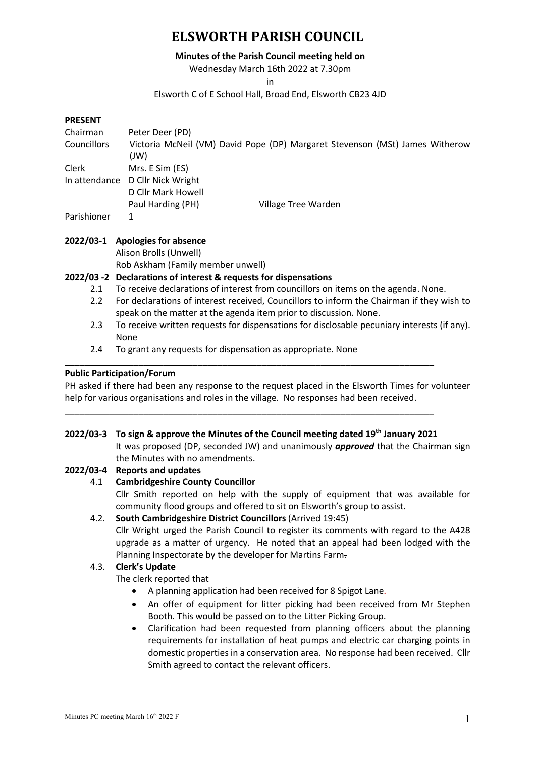# ELSWORTH PARISH COUNCIL

**Minutes of the Parish Council meeting held on**

Wednesday March 16th 2022 at 7.30pm

in

Elsworth C of E School Hall, Broad End, Elsworth CB23 4JD

**PRESENT**

| | | |
|---|---|---|
| Chairman | Peter Deer (PD) | |
| Councillors | Victoria McNeil (VM) David Pope (DP) Margaret Stevenson (MSt) James Witherow (JW) | |
| Clerk | Mrs. E Sim (ES) | |
| In attendance | D Cllr Nick Wright | |
| | D Cllr Mark Howell | |
| | Paul Harding (PH) | Village Tree Warden |
| Parishioner | 1 | |

**2022/03-1 Apologies for absence**

Alison Brolls (Unwell)

Rob Askham (Family member unwell)

**2022/03 -2 Declarations of interest & requests for dispensations**

2.1 To receive declarations of interest from councillors on items on the agenda. None.

2.2 For declarations of interest received, Councillors to inform the Chairman if they wish to speak on the matter at the agenda item prior to discussion. None.

2.3 To receive written requests for dispensations for disclosable pecuniary interests (if any). None

2.4 To grant any requests for dispensation as appropriate. None

---

**Public Participation/Forum**

PH asked if there had been any response to the request placed in the Elsworth Times for volunteer help for various organisations and roles in the village. No responses had been received.

---

**2022/03-3 To sign & approve the Minutes of the Council meeting dated 19th January 2021**

It was proposed (DP, seconded JW) and unanimously ***approved*** that the Chairman sign the Minutes with no amendments.

**2022/03-4 Reports and updates**

4.1 **Cambridgeshire County Councillor**

Cllr Smith reported on help with the supply of equipment that was available for community flood groups and offered to sit on Elsworth's group to assist.

4.2. **South Cambridgeshire District Councillors** (Arrived 19:45)

Cllr Wright urged the Parish Council to register its comments with regard to the A428 upgrade as a matter of urgency. He noted that an appeal had been lodged with the Planning Inspectorate by the developer for Martins Farm.

4.3. **Clerk's Update**

The clerk reported that

- A planning application had been received for 8 Spigot Lane.
- An offer of equipment for litter picking had been received from Mr Stephen Booth. This would be passed on to the Litter Picking Group.
- Clarification had been requested from planning officers about the planning requirements for installation of heat pumps and electric car charging points in domestic properties in a conservation area. No response had been received. Cllr Smith agreed to contact the relevant officers.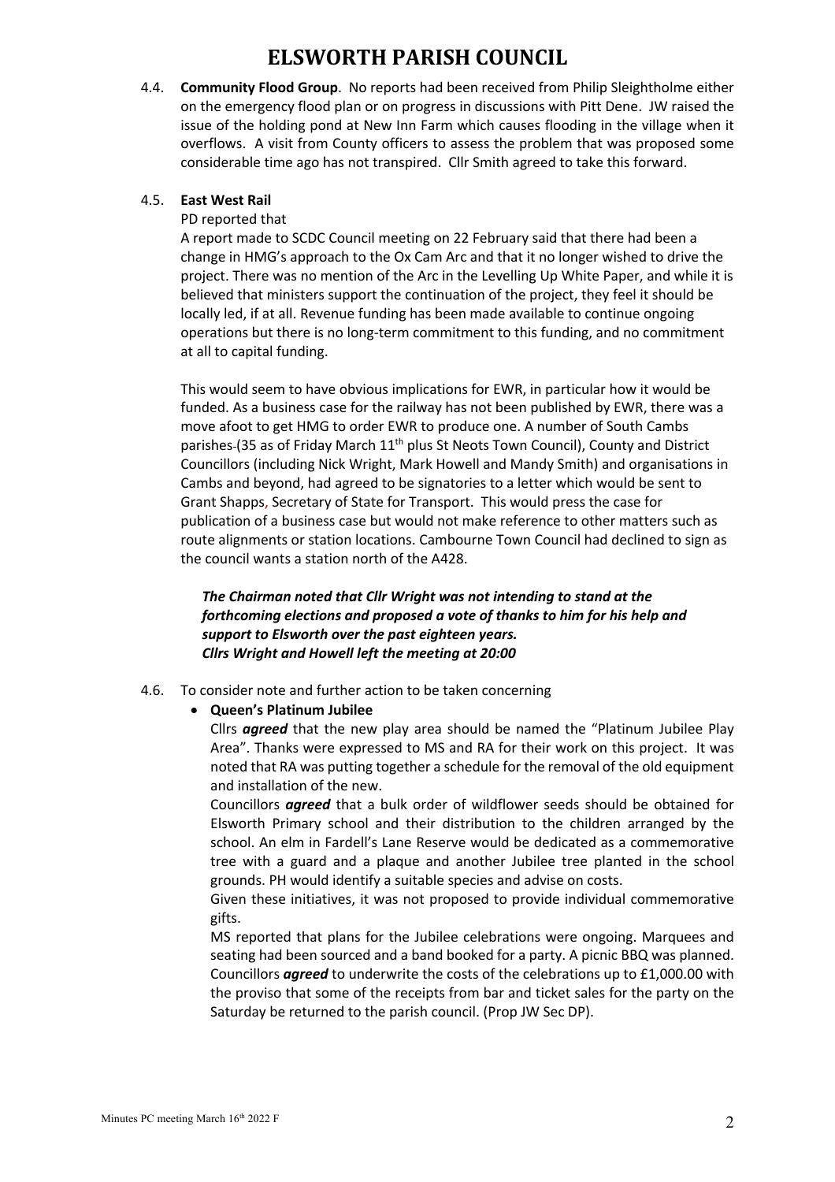# ELSWORTH PARISH COUNCIL

4.4. **Community Flood Group**. No reports had been received from Philip Sleightholme either on the emergency flood plan or on progress in discussions with Pitt Dene. JW raised the issue of the holding pond at New Inn Farm which causes flooding in the village when it overflows. A visit from County officers to assess the problem that was proposed some considerable time ago has not transpired. Cllr Smith agreed to take this forward.

4.5. **East West Rail**

PD reported that

A report made to SCDC Council meeting on 22 February said that there had been a change in HMG's approach to the Ox Cam Arc and that it no longer wished to drive the project. There was no mention of the Arc in the Levelling Up White Paper, and while it is believed that ministers support the continuation of the project, they feel it should be locally led, if at all. Revenue funding has been made available to continue ongoing operations but there is no long-term commitment to this funding, and no commitment at all to capital funding.

This would seem to have obvious implications for EWR, in particular how it would be funded. As a business case for the railway has not been published by EWR, there was a move afoot to get HMG to order EWR to produce one. A number of South Cambs parishes (35 as of Friday March 11th plus St Neots Town Council), County and District Councillors (including Nick Wright, Mark Howell and Mandy Smith) and organisations in Cambs and beyond, had agreed to be signatories to a letter which would be sent to Grant Shapps, Secretary of State for Transport. This would press the case for publication of a business case but would not make reference to other matters such as route alignments or station locations. Cambourne Town Council had declined to sign as the council wants a station north of the A428.

***The Chairman noted that Cllr Wright was not intending to stand at the forthcoming elections and proposed a vote of thanks to him for his help and support to Elsworth over the past eighteen years.***
***Cllrs Wright and Howell left the meeting at 20:00***

4.6. To consider note and further action to be taken concerning

- **Queen's Platinum Jubilee**

  Cllrs ***agreed*** that the new play area should be named the "Platinum Jubilee Play Area". Thanks were expressed to MS and RA for their work on this project. It was noted that RA was putting together a schedule for the removal of the old equipment and installation of the new.

  Councillors ***agreed*** that a bulk order of wildflower seeds should be obtained for Elsworth Primary school and their distribution to the children arranged by the school. An elm in Fardell's Lane Reserve would be dedicated as a commemorative tree with a guard and a plaque and another Jubilee tree planted in the school grounds. PH would identify a suitable species and advise on costs.

  Given these initiatives, it was not proposed to provide individual commemorative gifts.

  MS reported that plans for the Jubilee celebrations were ongoing. Marquees and seating had been sourced and a band booked for a party. A picnic BBQ was planned. Councillors ***agreed*** to underwrite the costs of the celebrations up to £1,000.00 with the proviso that some of the receipts from bar and ticket sales for the party on the Saturday be returned to the parish council. (Prop JW Sec DP).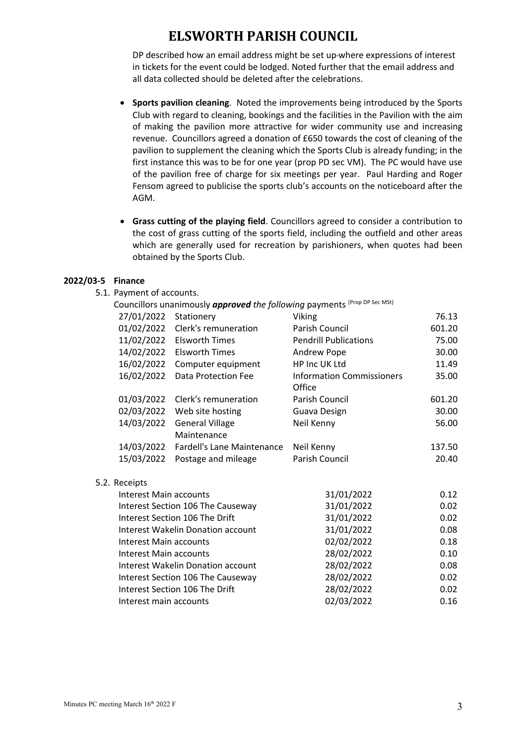DP described how an email address might be set up where expressions of interest in tickets for the event could be lodged. Noted further that the email address and all data collected should be deleted after the celebrations.

- **Sports pavilion cleaning**. Noted the improvements being introduced by the Sports Club with regard to cleaning, bookings and the facilities in the Pavilion with the aim of making the pavilion more attractive for wider community use and increasing revenue. Councillors agreed a donation of £650 towards the cost of cleaning of the pavilion to supplement the cleaning which the Sports Club is already funding; in the first instance this was to be for one year (prop PD sec VM). The PC would have use of the pavilion free of charge for six meetings per year. Paul Harding and Roger Fensom agreed to publicise the sports club's accounts on the noticeboard after the AGM.

- **Grass cutting of the playing field**. Councillors agreed to consider a contribution to the cost of grass cutting of the sports field, including the outfield and other areas which are generally used for recreation by parishioners, when quotes had been obtained by the Sports Club.

## 2022/03-5 Finance

5.1. Payment of accounts.

Councillors unanimously ***approved*** *the following* payments (Prop DP Sec MSt)

| Date | Item | Payee | Amount |
|---|---|---|---|
| 27/01/2022 | Stationery | Viking | 76.13 |
| 01/02/2022 | Clerk's remuneration | Parish Council | 601.20 |
| 11/02/2022 | Elsworth Times | Pendrill Publications | 75.00 |
| 14/02/2022 | Elsworth Times | Andrew Pope | 30.00 |
| 16/02/2022 | Computer equipment | HP Inc UK Ltd | 11.49 |
| 16/02/2022 | Data Protection Fee | Information Commissioners Office | 35.00 |
| 01/03/2022 | Clerk's remuneration | Parish Council | 601.20 |
| 02/03/2022 | Web site hosting | Guava Design | 30.00 |
| 14/03/2022 | General Village Maintenance | Neil Kenny | 56.00 |
| 14/03/2022 | Fardell's Lane Maintenance | Neil Kenny | 137.50 |
| 15/03/2022 | Postage and mileage | Parish Council | 20.40 |

5.2. Receipts

| Item | Date | Amount |
|---|---|---|
| Interest Main accounts | 31/01/2022 | 0.12 |
| Interest Section 106 The Causeway | 31/01/2022 | 0.02 |
| Interest Section 106 The Drift | 31/01/2022 | 0.02 |
| Interest Wakelin Donation account | 31/01/2022 | 0.08 |
| Interest Main accounts | 02/02/2022 | 0.18 |
| Interest Main accounts | 28/02/2022 | 0.10 |
| Interest Wakelin Donation account | 28/02/2022 | 0.08 |
| Interest Section 106 The Causeway | 28/02/2022 | 0.02 |
| Interest Section 106 The Drift | 28/02/2022 | 0.02 |
| Interest main accounts | 02/03/2022 | 0.16 |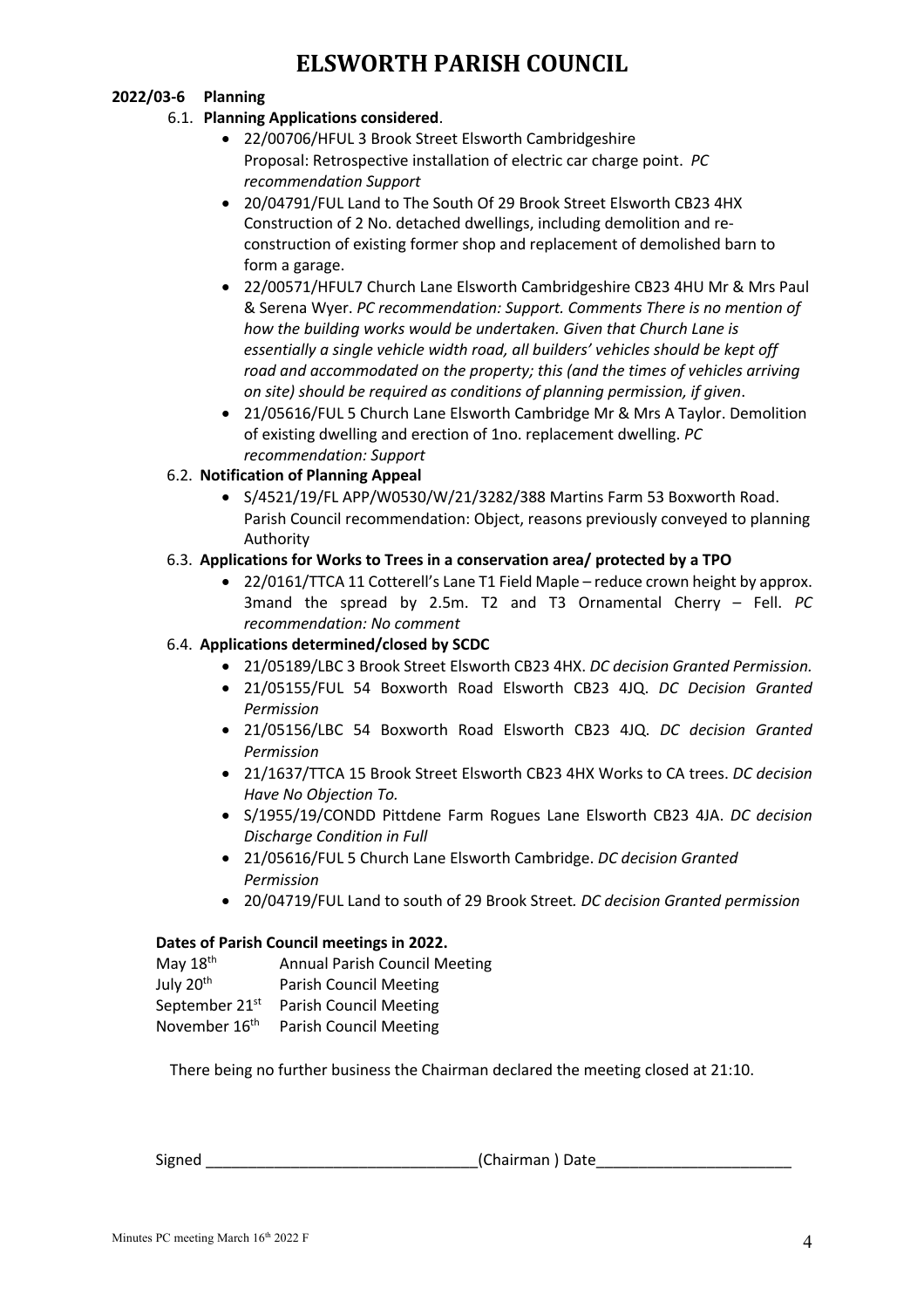# ELSWORTH PARISH COUNCIL

**2022/03-6 Planning**

6.1. **Planning Applications considered**.

- 22/00706/HFUL 3 Brook Street Elsworth Cambridgeshire
  Proposal: Retrospective installation of electric car charge point. *PC recommendation Support*
- 20/04791/FUL Land to The South Of 29 Brook Street Elsworth CB23 4HX Construction of 2 No. detached dwellings, including demolition and re-construction of existing former shop and replacement of demolished barn to form a garage.
- 22/00571/HFUL7 Church Lane Elsworth Cambridgeshire CB23 4HU Mr & Mrs Paul & Serena Wyer. *PC recommendation: Support. Comments There is no mention of how the building works would be undertaken. Given that Church Lane is essentially a single vehicle width road, all builders' vehicles should be kept off road and accommodated on the property; this (and the times of vehicles arriving on site) should be required as conditions of planning permission, if given*.
- 21/05616/FUL 5 Church Lane Elsworth Cambridge Mr & Mrs A Taylor. Demolition of existing dwelling and erection of 1no. replacement dwelling. *PC recommendation: Support*

6.2. **Notification of Planning Appeal**

- S/4521/19/FL APP/W0530/W/21/3282/388 Martins Farm 53 Boxworth Road. Parish Council recommendation: Object, reasons previously conveyed to planning Authority

6.3. **Applications for Works to Trees in a conservation area/ protected by a TPO**

- 22/0161/TTCA 11 Cotterell's Lane T1 Field Maple – reduce crown height by approx. 3mand the spread by 2.5m. T2 and T3 Ornamental Cherry – Fell. *PC recommendation: No comment*

6.4. **Applications determined/closed by SCDC**

- 21/05189/LBC 3 Brook Street Elsworth CB23 4HX. *DC decision Granted Permission.*
- 21/05155/FUL 54 Boxworth Road Elsworth CB23 4JQ. *DC Decision Granted Permission*
- 21/05156/LBC 54 Boxworth Road Elsworth CB23 4JQ. *DC decision Granted Permission*
- 21/1637/TTCA 15 Brook Street Elsworth CB23 4HX Works to CA trees. *DC decision Have No Objection To.*
- S/1955/19/CONDD Pittdene Farm Rogues Lane Elsworth CB23 4JA. *DC decision Discharge Condition in Full*
- 21/05616/FUL 5 Church Lane Elsworth Cambridge. *DC decision Granted Permission*
- 20/04719/FUL Land to south of 29 Brook Street. *DC decision Granted permission*

**Dates of Parish Council meetings in 2022.**

| | |
|---|---|
| May 18th | Annual Parish Council Meeting |
| July 20th | Parish Council Meeting |
| September 21st | Parish Council Meeting |
| November 16th | Parish Council Meeting |

There being no further business the Chairman declared the meeting closed at 21:10.

Signed _______________________________(Chairman ) Date______________________